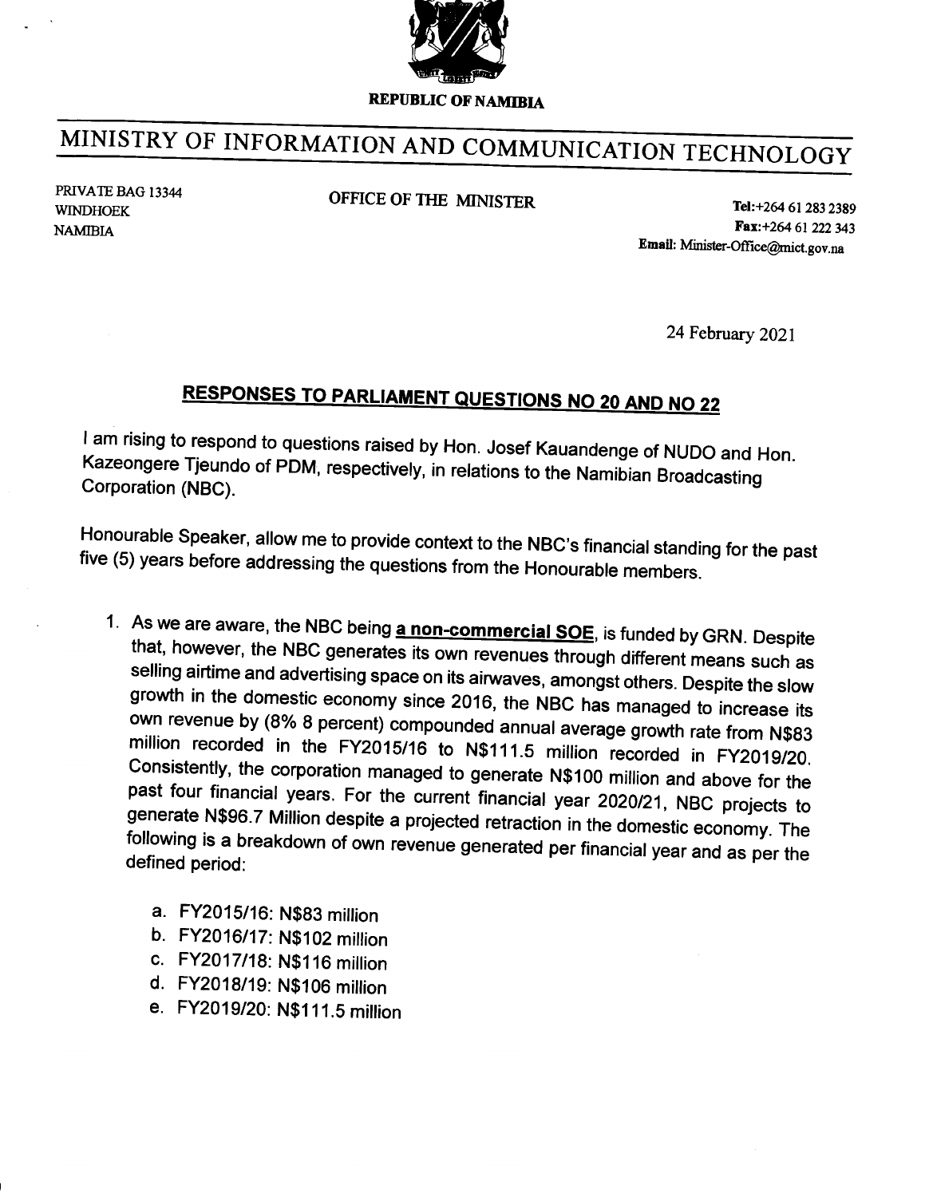REPUBLIC OF NAMIBIA

# MINISTRY OF INFORMATION AND COMMUNICATION TECHNOLOGY

PRIVATE BAG 13344
WINDHOEK
NAMIBIA

**OFFICE OF THE MINISTER**

**Tel:**+264 61 283 2389
**Fax:**+264 61 222 343
**Email:** Minister-Office@mict.gov.na

24 February 2021

## RESPONSES TO PARLIAMENT QUESTIONS NO 20 AND NO 22

I am rising to respond to questions raised by Hon. Josef Kauandenge of NUDO and Hon. Kazeongere Tjeundo of PDM, respectively, in relations to the Namibian Broadcasting Corporation (NBC).

Honourable Speaker, allow me to provide context to the NBC's financial standing for the past five (5) years before addressing the questions from the Honourable members.

1. As we are aware, the NBC being **a non-commercial SOE**, is funded by GRN. Despite that, however, the NBC generates its own revenues through different means such as selling airtime and advertising space on its airwaves, amongst others. Despite the slow growth in the domestic economy since 2016, the NBC has managed to increase its own revenue by (8% 8 percent) compounded annual average growth rate from N$83 million recorded in the FY2015/16 to N$111.5 million recorded in FY2019/20. Consistently, the corporation managed to generate N$100 million and above for the past four financial years. For the current financial year 2020/21, NBC projects to generate N$96.7 Million despite a projected retraction in the domestic economy. The following is a breakdown of own revenue generated per financial year and as per the defined period:

    a. FY2015/16: N$83 million
    b. FY2016/17: N$102 million
    c. FY2017/18: N$116 million
    d. FY2018/19: N$106 million
    e. FY2019/20: N$111.5 million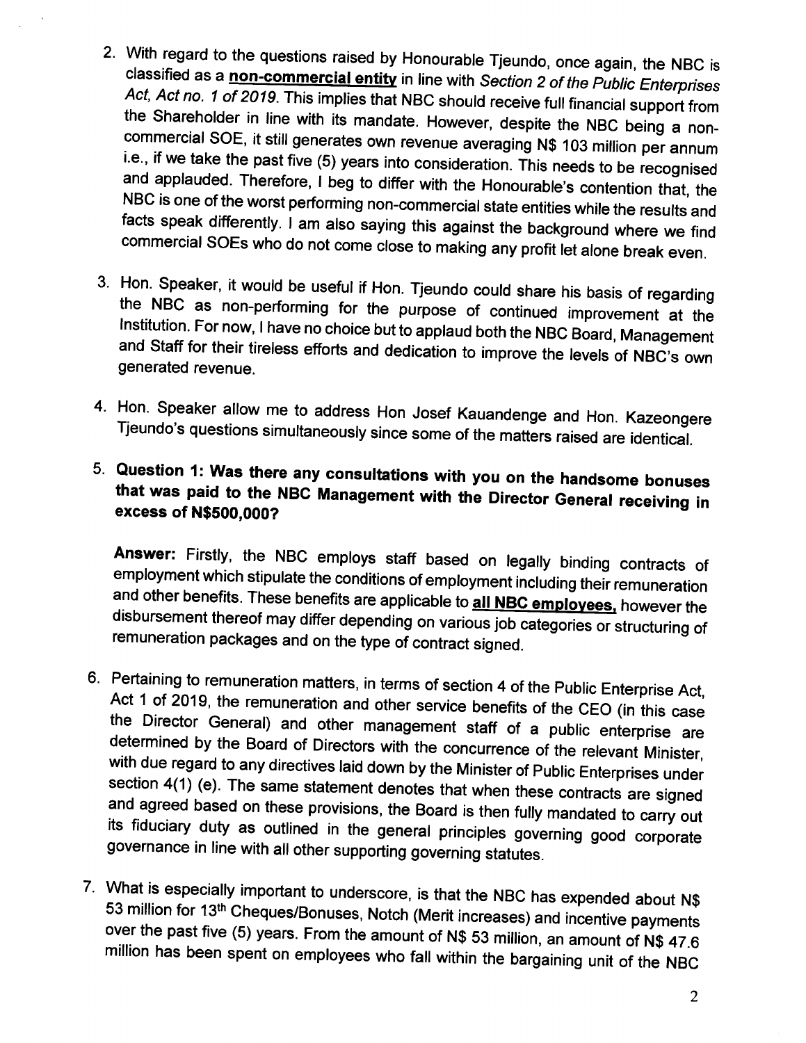2. With regard to the questions raised by Honourable Tjeundo, once again, the NBC is classified as a **non-commercial entity** in line with *Section 2 of the Public Enterprises Act, Act no. 1 of 2019*. This implies that NBC should receive full financial support from the Shareholder in line with its mandate. However, despite the NBC being a non-commercial SOE, it still generates own revenue averaging N$ 103 million per annum i.e., if we take the past five (5) years into consideration. This needs to be recognised and applauded. Therefore, I beg to differ with the Honourable's contention that, the NBC is one of the worst performing non-commercial state entities while the results and facts speak differently. I am also saying this against the background where we find commercial SOEs who do not come close to making any profit let alone break even.

3. Hon. Speaker, it would be useful if Hon. Tjeundo could share his basis of regarding the NBC as non-performing for the purpose of continued improvement at the Institution. For now, I have no choice but to applaud both the NBC Board, Management and Staff for their tireless efforts and dedication to improve the levels of NBC's own generated revenue.

4. Hon. Speaker allow me to address Hon Josef Kauandenge and Hon. Kazeongere Tjeundo's questions simultaneously since some of the matters raised are identical.

5. **Question 1: Was there any consultations with you on the handsome bonuses that was paid to the NBC Management with the Director General receiving in excess of N$500,000?**

   **Answer:** Firstly, the NBC employs staff based on legally binding contracts of employment which stipulate the conditions of employment including their remuneration and other benefits. These benefits are applicable to **all NBC employees,** however the disbursement thereof may differ depending on various job categories or structuring of remuneration packages and on the type of contract signed.

6. Pertaining to remuneration matters, in terms of section 4 of the Public Enterprise Act, Act 1 of 2019, the remuneration and other service benefits of the CEO (in this case the Director General) and other management staff of a public enterprise are determined by the Board of Directors with the concurrence of the relevant Minister, with due regard to any directives laid down by the Minister of Public Enterprises under section 4(1) (e). The same statement denotes that when these contracts are signed and agreed based on these provisions, the Board is then fully mandated to carry out its fiduciary duty as outlined in the general principles governing good corporate governance in line with all other supporting governing statutes.

7. What is especially important to underscore, is that the NBC has expended about N$ 53 million for 13th Cheques/Bonuses, Notch (Merit increases) and incentive payments over the past five (5) years. From the amount of N$ 53 million, an amount of N$ 47.6 million has been spent on employees who fall within the bargaining unit of the NBC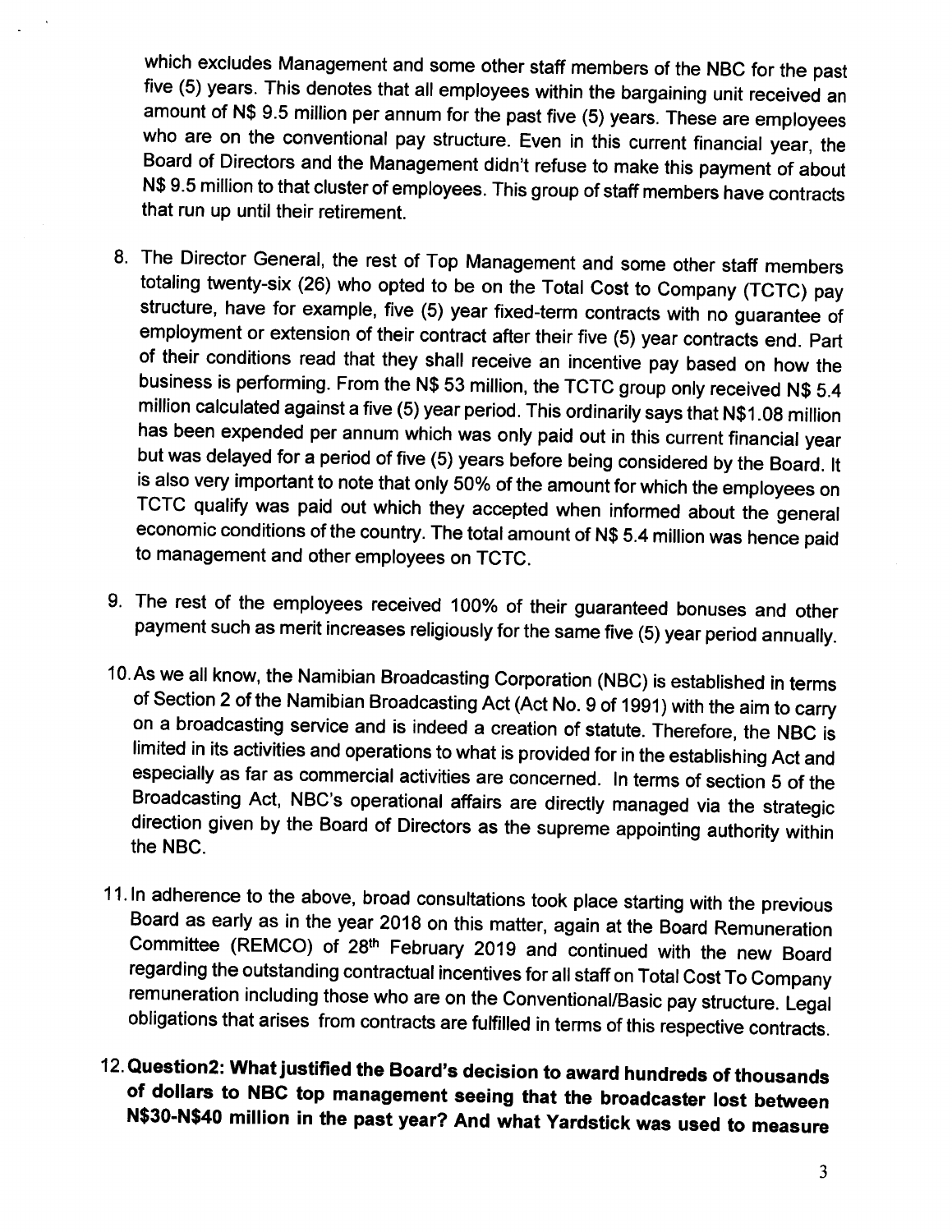which excludes Management and some other staff members of the NBC for the past five (5) years. This denotes that all employees within the bargaining unit received an amount of N$ 9.5 million per annum for the past five (5) years. These are employees who are on the conventional pay structure. Even in this current financial year, the Board of Directors and the Management didn't refuse to make this payment of about N$ 9.5 million to that cluster of employees. This group of staff members have contracts that run up until their retirement.

8. The Director General, the rest of Top Management and some other staff members totaling twenty-six (26) who opted to be on the Total Cost to Company (TCTC) pay structure, have for example, five (5) year fixed-term contracts with no guarantee of employment or extension of their contract after their five (5) year contracts end. Part of their conditions read that they shall receive an incentive pay based on how the business is performing. From the N$ 53 million, the TCTC group only received N$ 5.4 million calculated against a five (5) year period. This ordinarily says that N$1.08 million has been expended per annum which was only paid out in this current financial year but was delayed for a period of five (5) years before being considered by the Board. It is also very important to note that only 50% of the amount for which the employees on TCTC qualify was paid out which they accepted when informed about the general economic conditions of the country. The total amount of N$ 5.4 million was hence paid to management and other employees on TCTC.

9. The rest of the employees received 100% of their guaranteed bonuses and other payment such as merit increases religiously for the same five (5) year period annually.

10. As we all know, the Namibian Broadcasting Corporation (NBC) is established in terms of Section 2 of the Namibian Broadcasting Act (Act No. 9 of 1991) with the aim to carry on a broadcasting service and is indeed a creation of statute. Therefore, the NBC is limited in its activities and operations to what is provided for in the establishing Act and especially as far as commercial activities are concerned. In terms of section 5 of the Broadcasting Act, NBC's operational affairs are directly managed via the strategic direction given by the Board of Directors as the supreme appointing authority within the NBC.

11. In adherence to the above, broad consultations took place starting with the previous Board as early as in the year 2018 on this matter, again at the Board Remuneration Committee (REMCO) of 28th February 2019 and continued with the new Board regarding the outstanding contractual incentives for all staff on Total Cost To Company remuneration including those who are on the Conventional/Basic pay structure. Legal obligations that arises from contracts are fulfilled in terms of this respective contracts.

12. **Question2: What justified the Board's decision to award hundreds of thousands of dollars to NBC top management seeing that the broadcaster lost between N$30-N$40 million in the past year? And what Yardstick was used to measure**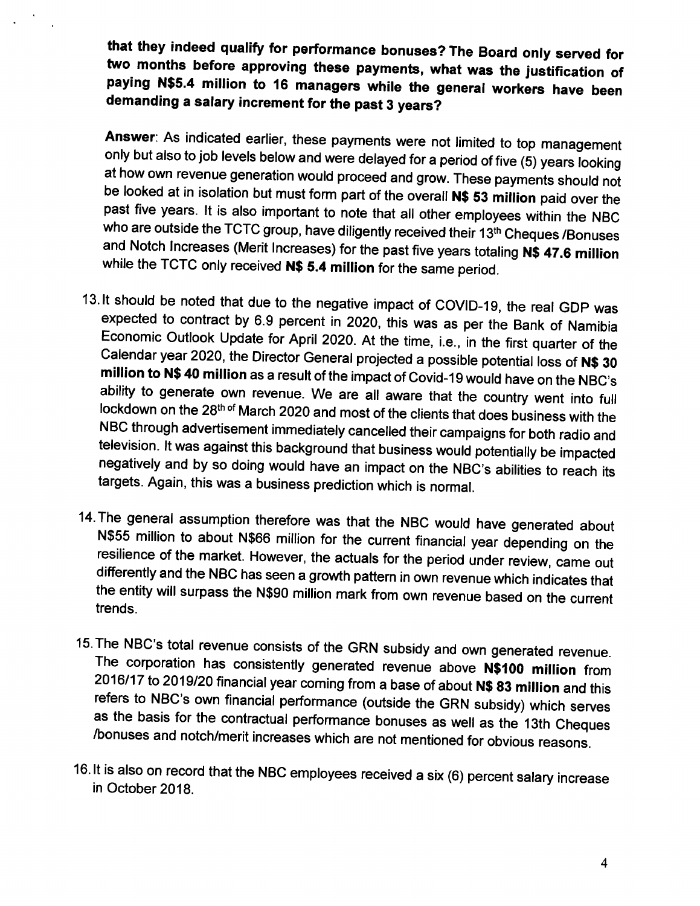**that they indeed qualify for performance bonuses? The Board only served for two months before approving these payments, what was the justification of paying N$5.4 million to 16 managers while the general workers have been demanding a salary increment for the past 3 years?**

**Answer**: As indicated earlier, these payments were not limited to top management only but also to job levels below and were delayed for a period of five (5) years looking at how own revenue generation would proceed and grow. These payments should not be looked at in isolation but must form part of the overall **N$ 53 million** paid over the past five years. It is also important to note that all other employees within the NBC who are outside the TCTC group, have diligently received their 13th Cheques /Bonuses and Notch Increases (Merit Increases) for the past five years totaling **N$ 47.6 million** while the TCTC only received **N$ 5.4 million** for the same period.

13. It should be noted that due to the negative impact of COVID-19, the real GDP was expected to contract by 6.9 percent in 2020, this was as per the Bank of Namibia Economic Outlook Update for April 2020. At the time, i.e., in the first quarter of the Calendar year 2020, the Director General projected a possible potential loss of **N$ 30 million to N$ 40 million** as a result of the impact of Covid-19 would have on the NBC's ability to generate own revenue. We are all aware that the country went into full lockdown on the 28th of March 2020 and most of the clients that does business with the NBC through advertisement immediately cancelled their campaigns for both radio and television. It was against this background that business would potentially be impacted negatively and by so doing would have an impact on the NBC's abilities to reach its targets. Again, this was a business prediction which is normal.

14. The general assumption therefore was that the NBC would have generated about N$55 million to about N$66 million for the current financial year depending on the resilience of the market. However, the actuals for the period under review, came out differently and the NBC has seen a growth pattern in own revenue which indicates that the entity will surpass the N$90 million mark from own revenue based on the current trends.

15. The NBC's total revenue consists of the GRN subsidy and own generated revenue. The corporation has consistently generated revenue above **N$100 million** from 2016/17 to 2019/20 financial year coming from a base of about **N$ 83 million** and this refers to NBC's own financial performance (outside the GRN subsidy) which serves as the basis for the contractual performance bonuses as well as the 13th Cheques /bonuses and notch/merit increases which are not mentioned for obvious reasons.

16. It is also on record that the NBC employees received a six (6) percent salary increase in October 2018.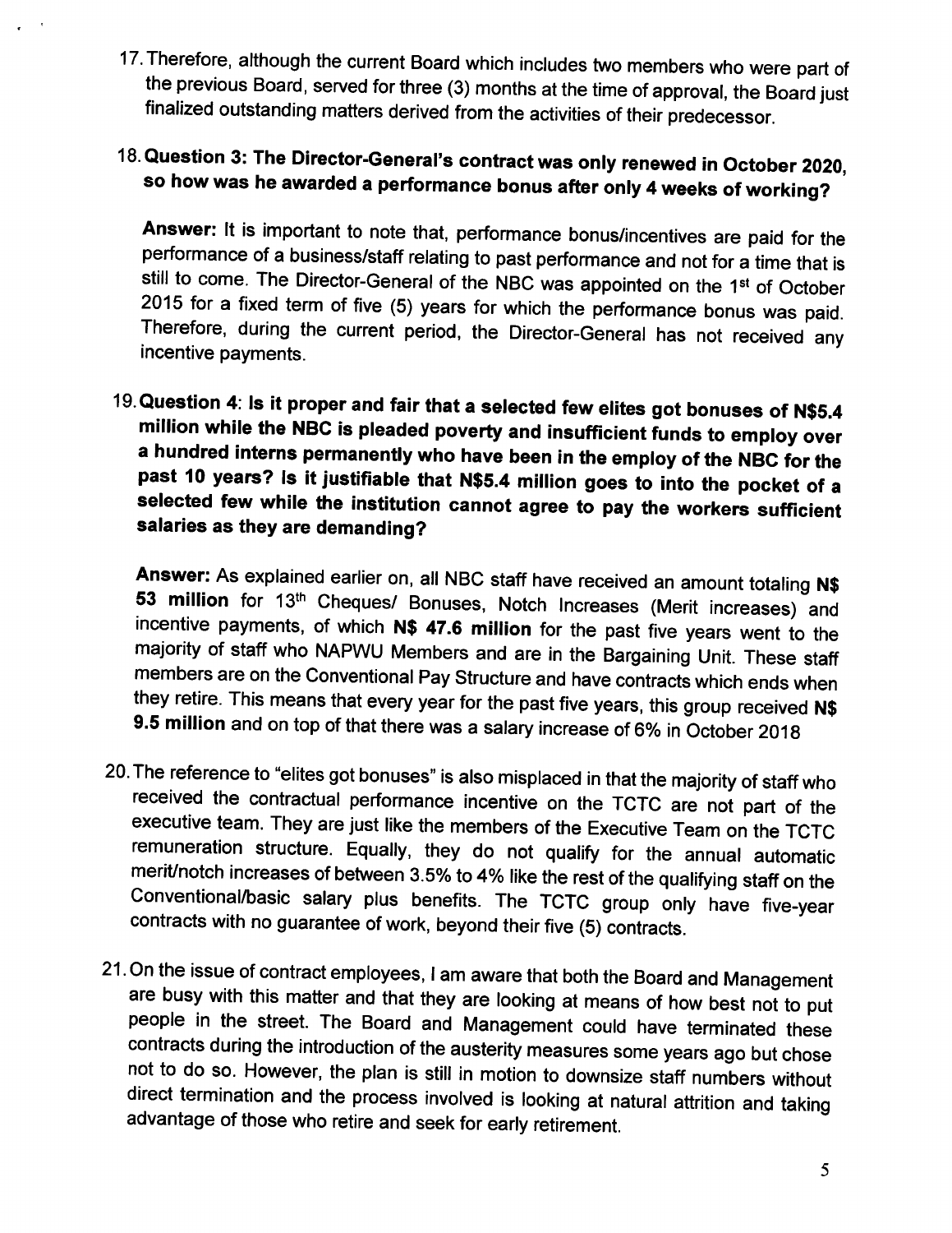17. Therefore, although the current Board which includes two members who were part of the previous Board, served for three (3) months at the time of approval, the Board just finalized outstanding matters derived from the activities of their predecessor.

18. **Question 3: The Director-General's contract was only renewed in October 2020, so how was he awarded a performance bonus after only 4 weeks of working?**

    **Answer:** It is important to note that, performance bonus/incentives are paid for the performance of a business/staff relating to past performance and not for a time that is still to come. The Director-General of the NBC was appointed on the 1st of October 2015 for a fixed term of five (5) years for which the performance bonus was paid. Therefore, during the current period, the Director-General has not received any incentive payments.

19. **Question 4: Is it proper and fair that a selected few elites got bonuses of N$5.4 million while the NBC is pleaded poverty and insufficient funds to employ over a hundred interns permanently who have been in the employ of the NBC for the past 10 years? Is it justifiable that N$5.4 million goes to into the pocket of a selected few while the institution cannot agree to pay the workers sufficient salaries as they are demanding?**

    **Answer:** As explained earlier on, all NBC staff have received an amount totaling **N$ 53 million** for 13th Cheques/ Bonuses, Notch Increases (Merit increases) and incentive payments, of which **N$ 47.6 million** for the past five years went to the majority of staff who NAPWU Members and are in the Bargaining Unit. These staff members are on the Conventional Pay Structure and have contracts which ends when they retire. This means that every year for the past five years, this group received **N$ 9.5 million** and on top of that there was a salary increase of 6% in October 2018

20. The reference to "elites got bonuses" is also misplaced in that the majority of staff who received the contractual performance incentive on the TCTC are not part of the executive team. They are just like the members of the Executive Team on the TCTC remuneration structure. Equally, they do not qualify for the annual automatic merit/notch increases of between 3.5% to 4% like the rest of the qualifying staff on the Conventional/basic salary plus benefits. The TCTC group only have five-year contracts with no guarantee of work, beyond their five (5) contracts.

21. On the issue of contract employees, I am aware that both the Board and Management are busy with this matter and that they are looking at means of how best not to put people in the street. The Board and Management could have terminated these contracts during the introduction of the austerity measures some years ago but chose not to do so. However, the plan is still in motion to downsize staff numbers without direct termination and the process involved is looking at natural attrition and taking advantage of those who retire and seek for early retirement.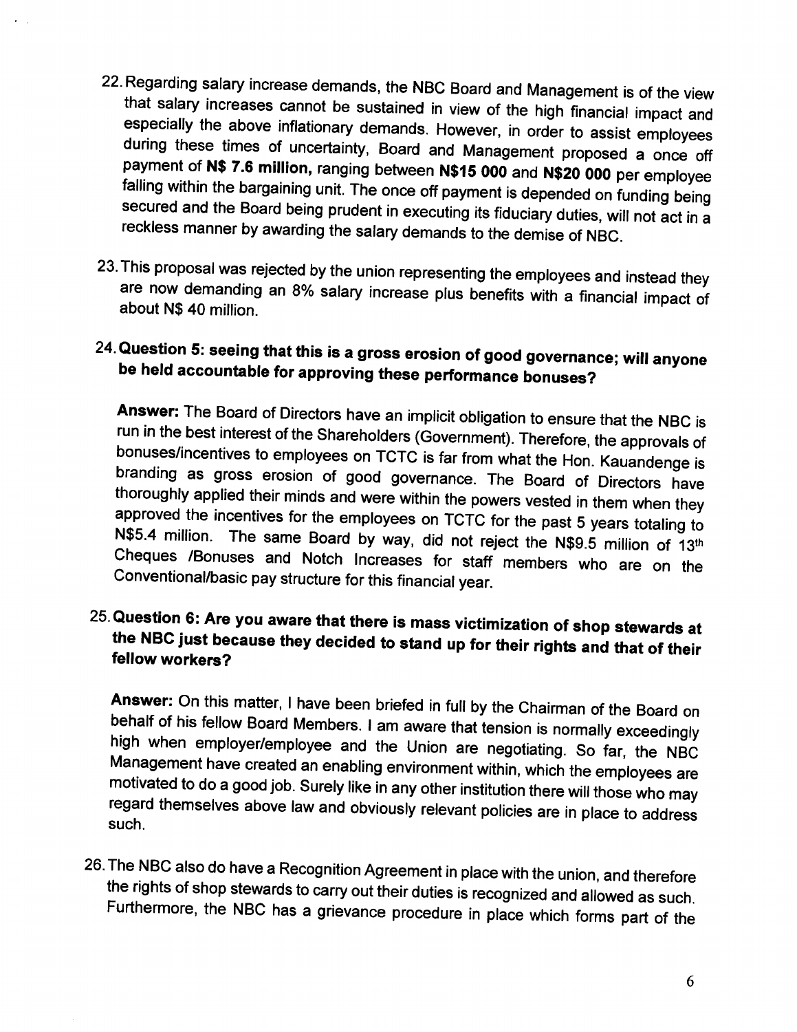22. Regarding salary increase demands, the NBC Board and Management is of the view that salary increases cannot be sustained in view of the high financial impact and especially the above inflationary demands. However, in order to assist employees during these times of uncertainty, Board and Management proposed a once off payment of **N$ 7.6 million,** ranging between **N$15 000** and **N$20 000** per employee falling within the bargaining unit. The once off payment is depended on funding being secured and the Board being prudent in executing its fiduciary duties, will not act in a reckless manner by awarding the salary demands to the demise of NBC.

23. This proposal was rejected by the union representing the employees and instead they are now demanding an 8% salary increase plus benefits with a financial impact of about N$ 40 million.

24. **Question 5: seeing that this is a gross erosion of good governance; will anyone be held accountable for approving these performance bonuses?**

    **Answer:** The Board of Directors have an implicit obligation to ensure that the NBC is run in the best interest of the Shareholders (Government). Therefore, the approvals of bonuses/incentives to employees on TCTC is far from what the Hon. Kauandenge is branding as gross erosion of good governance. The Board of Directors have thoroughly applied their minds and were within the powers vested in them when they approved the incentives for the employees on TCTC for the past 5 years totaling to N$5.4 million. The same Board by way, did not reject the N$9.5 million of 13th Cheques /Bonuses and Notch Increases for staff members who are on the Conventional/basic pay structure for this financial year.

25. **Question 6: Are you aware that there is mass victimization of shop stewards at the NBC just because they decided to stand up for their rights and that of their fellow workers?**

    **Answer:** On this matter, I have been briefed in full by the Chairman of the Board on behalf of his fellow Board Members. I am aware that tension is normally exceedingly high when employer/employee and the Union are negotiating. So far, the NBC Management have created an enabling environment within, which the employees are motivated to do a good job. Surely like in any other institution there will those who may regard themselves above law and obviously relevant policies are in place to address such.

26. The NBC also do have a Recognition Agreement in place with the union, and therefore the rights of shop stewards to carry out their duties is recognized and allowed as such. Furthermore, the NBC has a grievance procedure in place which forms part of the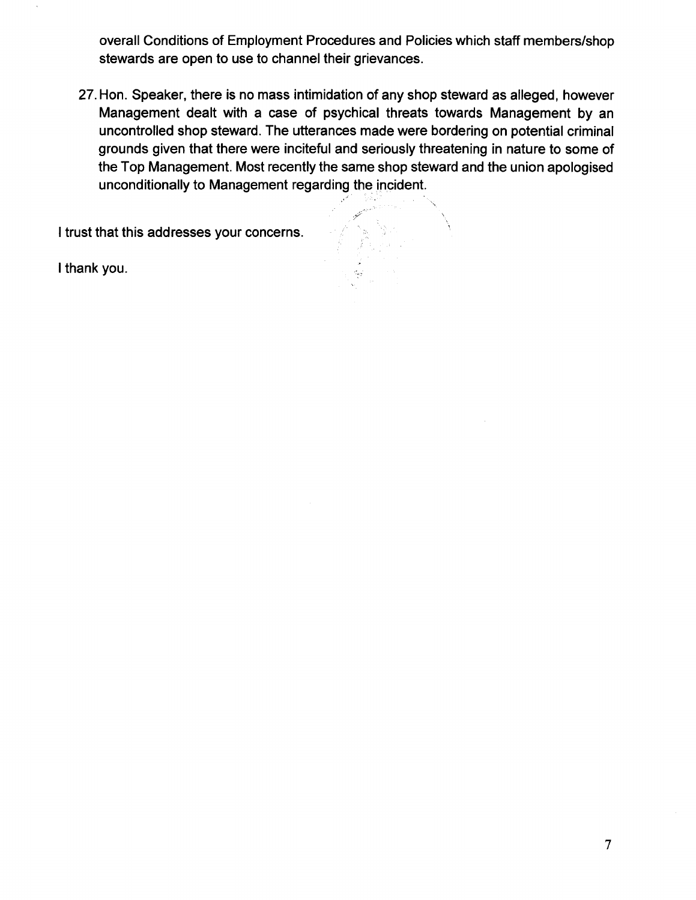overall Conditions of Employment Procedures and Policies which staff members/shop stewards are open to use to channel their grievances.

27. Hon. Speaker, there is no mass intimidation of any shop steward as alleged, however Management dealt with a case of psychical threats towards Management by an uncontrolled shop steward. The utterances made were bordering on potential criminal grounds given that there were inciteful and seriously threatening in nature to some of the Top Management. Most recently the same shop steward and the union apologised unconditionally to Management regarding the incident.

I trust that this addresses your concerns.

I thank you.